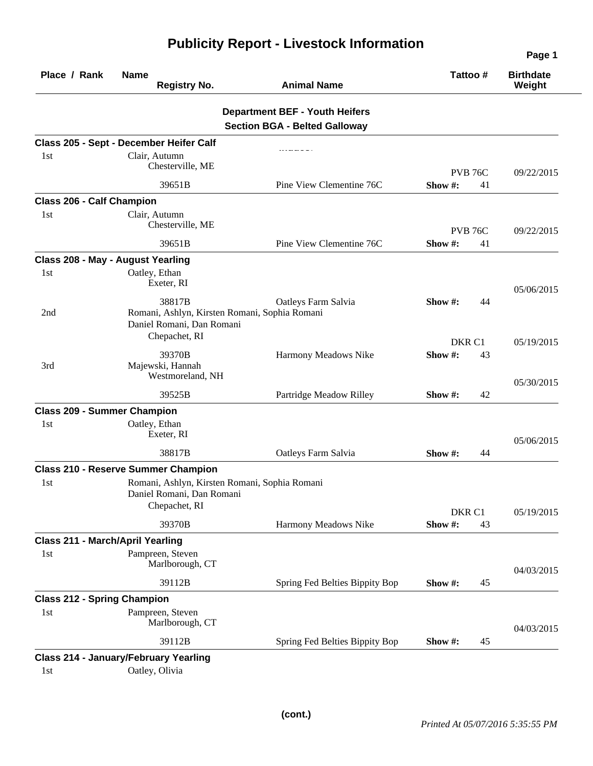# Publicity Report - Livestock Information

| Place / Rank | Name / Registry No. | Animal Name | Tattoo # | Birthdate / Weight |
|---|---|---|---|---|

## Department BEF - Youth Heifers

### Section BGA - Belted Galloway

**Class 205 - Sept - December Heifer Calf**

| Place / Rank | Name / Registry No. | Animal Name | Tattoo # | Birthdate / Weight |
|---|---|---|---|---|
| 1st | Clair, Autumn<br>Chesterville, ME<br>39651B | Pine View Clementine 76C | PVB 76C<br>Show #: 41 | 09/22/2015 |

**Class 206 - Calf Champion**

| Place / Rank | Name / Registry No. | Animal Name | Tattoo # | Birthdate / Weight |
|---|---|---|---|---|
| 1st | Clair, Autumn<br>Chesterville, ME<br>39651B | Pine View Clementine 76C | PVB 76C<br>Show #: 41 | 09/22/2015 |

**Class 208 - May - August Yearling**

| Place / Rank | Name / Registry No. | Animal Name | Tattoo # | Birthdate / Weight |
|---|---|---|---|---|
| 1st | Oatley, Ethan<br>Exeter, RI<br>38817B | Oatleys Farm Salvia | Show #: 44 | 05/06/2015 |
| 2nd | Romani, Ashlyn, Kirsten Romani, Sophia Romani<br>Daniel Romani, Dan Romani<br>Chepachet, RI<br>39370B | Harmony Meadows Nike | DKR C1<br>Show #: 43 | 05/19/2015 |
| 3rd | Majewski, Hannah<br>Westmoreland, NH<br>39525B | Partridge Meadow Rilley | Show #: 42 | 05/30/2015 |

**Class 209 - Summer Champion**

| Place / Rank | Name / Registry No. | Animal Name | Tattoo # | Birthdate / Weight |
|---|---|---|---|---|
| 1st | Oatley, Ethan<br>Exeter, RI<br>38817B | Oatleys Farm Salvia | Show #: 44 | 05/06/2015 |

**Class 210 - Reserve Summer Champion**

| Place / Rank | Name / Registry No. | Animal Name | Tattoo # | Birthdate / Weight |
|---|---|---|---|---|
| 1st | Romani, Ashlyn, Kirsten Romani, Sophia Romani<br>Daniel Romani, Dan Romani<br>Chepachet, RI<br>39370B | Harmony Meadows Nike | DKR C1<br>Show #: 43 | 05/19/2015 |

**Class 211 - March/April Yearling**

| Place / Rank | Name / Registry No. | Animal Name | Tattoo # | Birthdate / Weight |
|---|---|---|---|---|
| 1st | Pampreen, Steven<br>Marlborough, CT<br>39112B | Spring Fed Belties Bippity Bop | Show #: 45 | 04/03/2015 |

**Class 212 - Spring Champion**

| Place / Rank | Name / Registry No. | Animal Name | Tattoo # | Birthdate / Weight |
|---|---|---|---|---|
| 1st | Pampreen, Steven<br>Marlborough, CT<br>39112B | Spring Fed Belties Bippity Bop | Show #: 45 | 04/03/2015 |

**Class 214 - January/February Yearling**

| Place / Rank | Name / Registry No. | Animal Name | Tattoo # | Birthdate / Weight |
|---|---|---|---|---|
| 1st | Oatley, Olivia | | | |

(cont.)

*Printed At 05/07/2016 5:35:55 PM*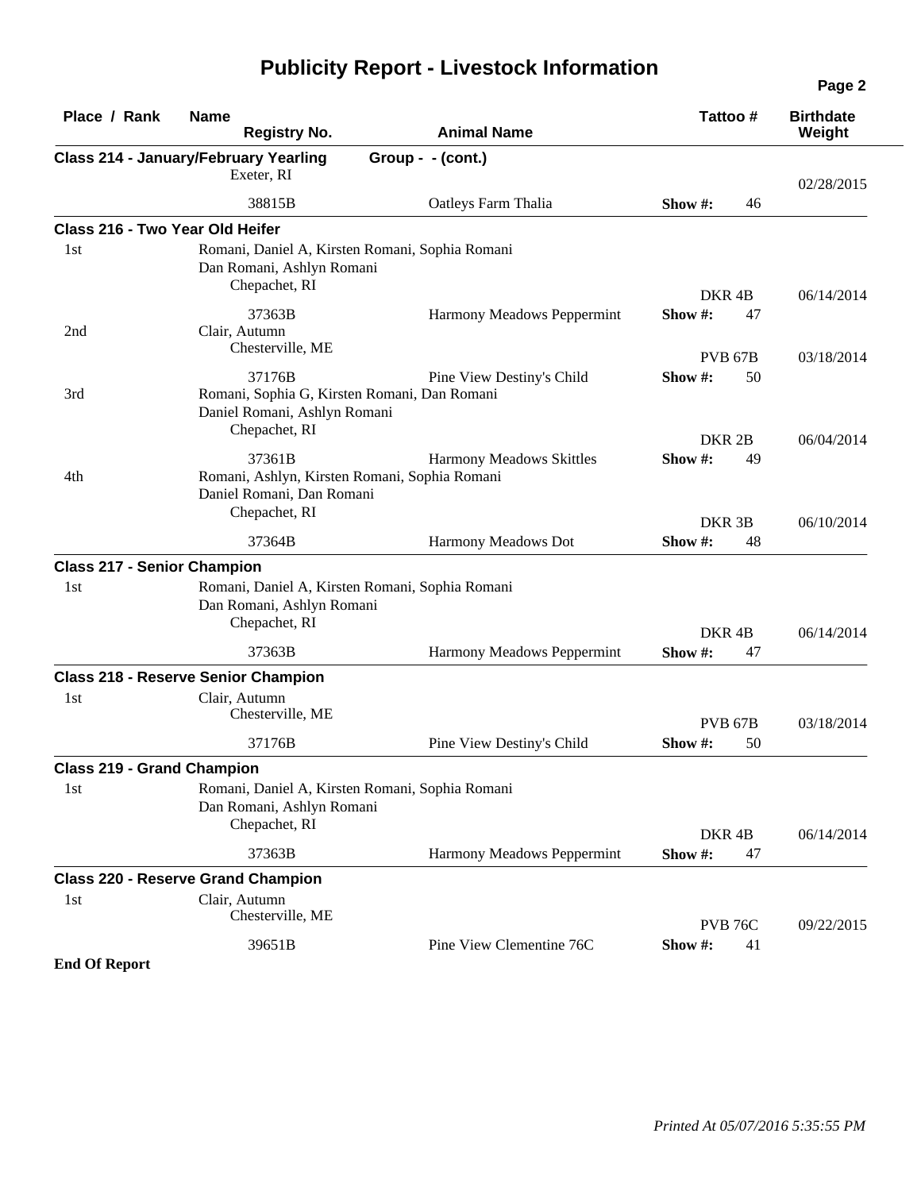# Publicity Report - Livestock Information

| Place / Rank | Name / Registry No. | Animal Name | Tattoo # | Birthdate / Weight |
|---|---|---|---|---|
| **Class 214 - January/February Yearling** | **Group - - (cont.)** | | | |
| | Exeter, RI | | | 02/28/2015 |
| | 38815B | Oatleys Farm Thalia | Show #: 46 | |
| **Class 216 - Two Year Old Heifer** | | | | |
| 1st | Romani, Daniel A, Kirsten Romani, Sophia Romani, Dan Romani, Ashlyn Romani, Chepachet, RI | | DKR 4B | 06/14/2014 |
| | 37363B | Harmony Meadows Peppermint | Show #: 47 | |
| 2nd | Clair, Autumn, Chesterville, ME | | PVB 67B | 03/18/2014 |
| | 37176B | Pine View Destiny's Child | Show #: 50 | |
| 3rd | Romani, Sophia G, Kirsten Romani, Dan Romani, Daniel Romani, Ashlyn Romani, Chepachet, RI | | DKR 2B | 06/04/2014 |
| | 37361B | Harmony Meadows Skittles | Show #: 49 | |
| 4th | Romani, Ashlyn, Kirsten Romani, Sophia Romani, Daniel Romani, Dan Romani, Chepachet, RI | | DKR 3B | 06/10/2014 |
| | 37364B | Harmony Meadows Dot | Show #: 48 | |
| **Class 217 - Senior Champion** | | | | |
| 1st | Romani, Daniel A, Kirsten Romani, Sophia Romani, Dan Romani, Ashlyn Romani, Chepachet, RI | | DKR 4B | 06/14/2014 |
| | 37363B | Harmony Meadows Peppermint | Show #: 47 | |
| **Class 218 - Reserve Senior Champion** | | | | |
| 1st | Clair, Autumn, Chesterville, ME | | PVB 67B | 03/18/2014 |
| | 37176B | Pine View Destiny's Child | Show #: 50 | |
| **Class 219 - Grand Champion** | | | | |
| 1st | Romani, Daniel A, Kirsten Romani, Sophia Romani, Dan Romani, Ashlyn Romani, Chepachet, RI | | DKR 4B | 06/14/2014 |
| | 37363B | Harmony Meadows Peppermint | Show #: 47 | |
| **Class 220 - Reserve Grand Champion** | | | | |
| 1st | Clair, Autumn, Chesterville, ME | | PVB 76C | 09/22/2015 |
| | 39651B | Pine View Clementine 76C | Show #: 41 | |

**End Of Report**

*Printed At 05/07/2016 5:35:55 PM*